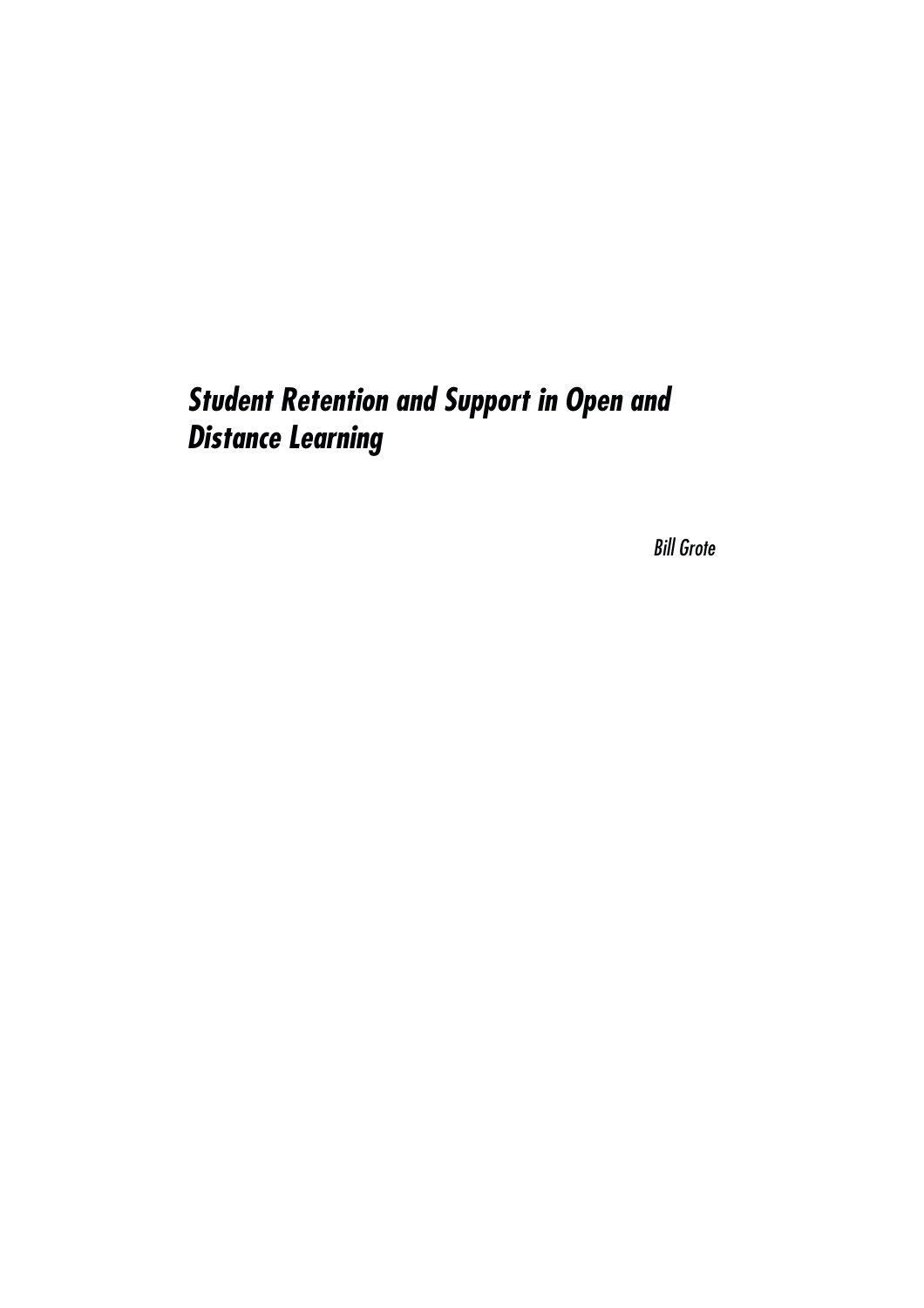# *Student Retention and Support in Open and Distance Learning*

*Bill Grote*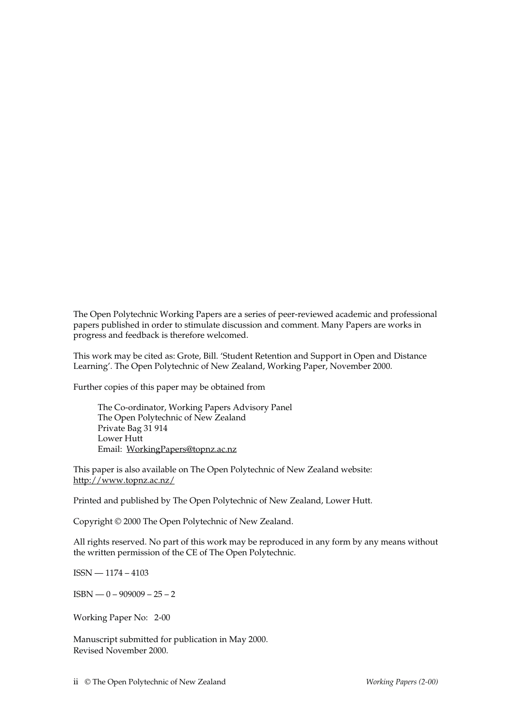The Open Polytechnic Working Papers are a series of peer-reviewed academic and professional papers published in order to stimulate discussion and comment. Many Papers are works in progress and feedback is therefore welcomed.

This work may be cited as: Grote, Bill. 'Student Retention and Support in Open and Distance Learning'. The Open Polytechnic of New Zealand, Working Paper, November 2000.

Further copies of this paper may be obtained from

The Co-ordinator, Working Papers Advisory Panel
The Open Polytechnic of New Zealand
Private Bag 31 914
Lower Hutt
Email: WorkingPapers@topnz.ac.nz

This paper is also available on The Open Polytechnic of New Zealand website:
http://www.topnz.ac.nz/

Printed and published by The Open Polytechnic of New Zealand, Lower Hutt.

Copyright © 2000 The Open Polytechnic of New Zealand.

All rights reserved. No part of this work may be reproduced in any form by any means without the written permission of the CE of The Open Polytechnic.

ISSN — 1174 – 4103

ISBN — 0 – 909009 – 25 – 2

Working Paper No: 2-00

Manuscript submitted for publication in May 2000.
Revised November 2000.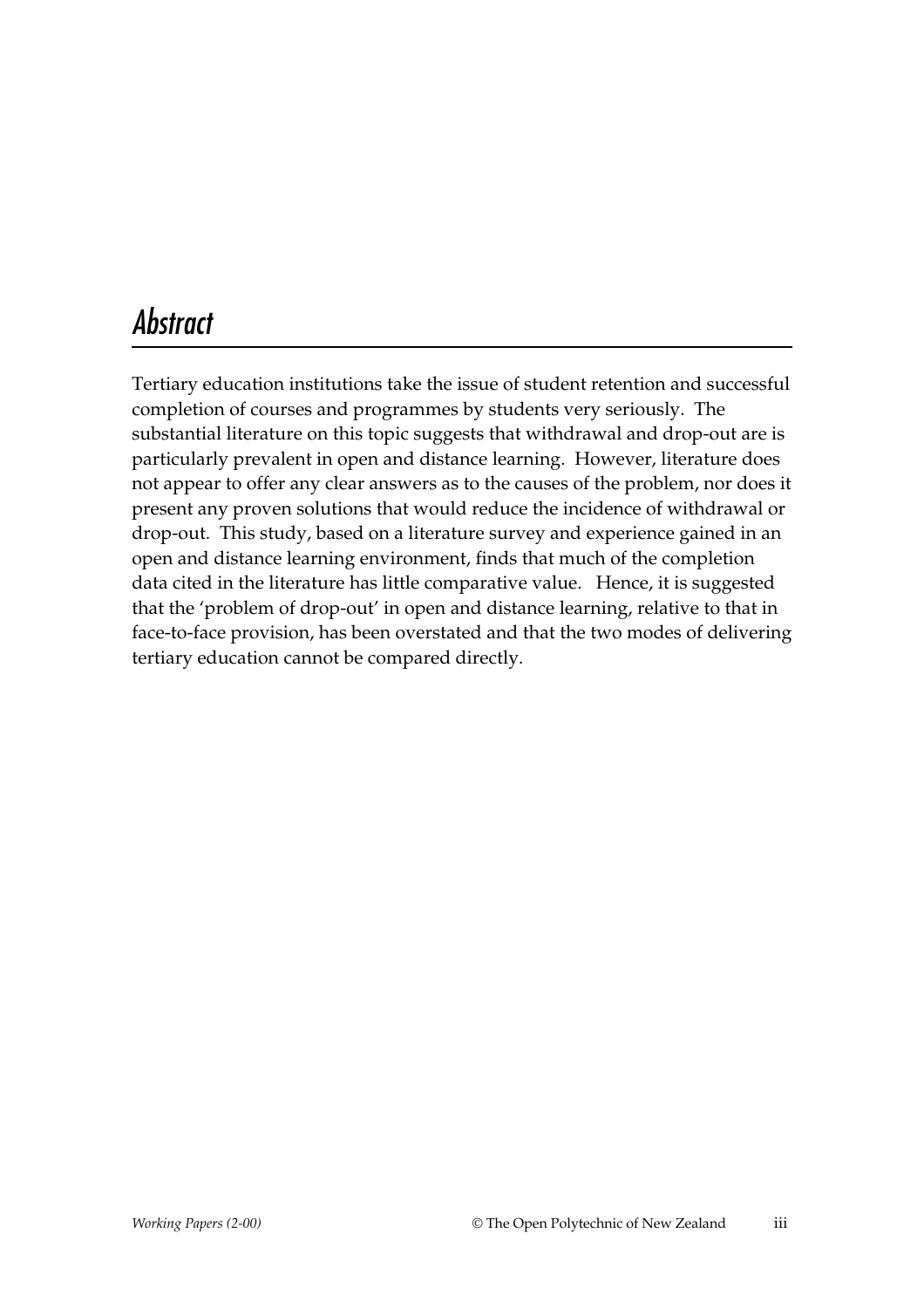# Abstract

Tertiary education institutions take the issue of student retention and successful completion of courses and programmes by students very seriously. The substantial literature on this topic suggests that withdrawal and drop-out are is particularly prevalent in open and distance learning. However, literature does not appear to offer any clear answers as to the causes of the problem, nor does it present any proven solutions that would reduce the incidence of withdrawal or drop-out. This study, based on a literature survey and experience gained in an open and distance learning environment, finds that much of the completion data cited in the literature has little comparative value. Hence, it is suggested that the 'problem of drop-out' in open and distance learning, relative to that in face-to-face provision, has been overstated and that the two modes of delivering tertiary education cannot be compared directly.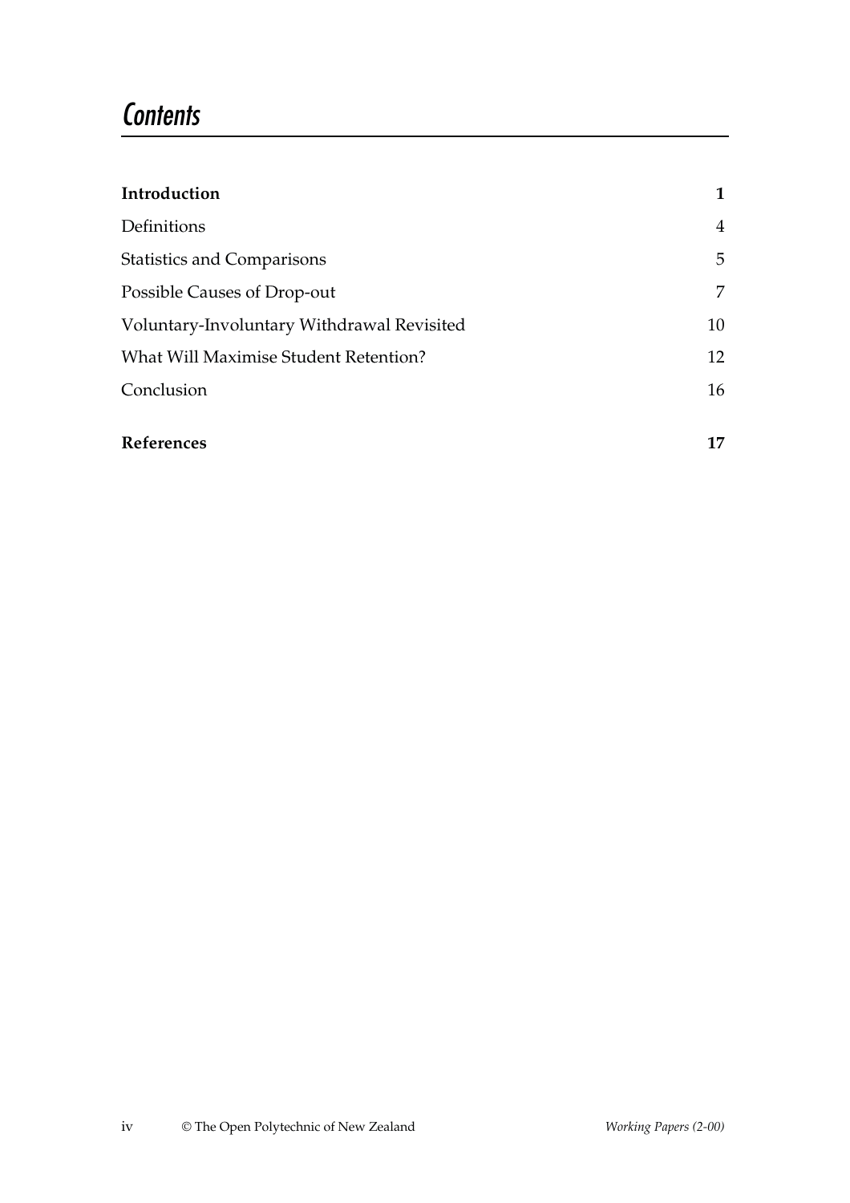# Contents

| | |
|---|---|
| **Introduction** | **1** |
| Definitions | 4 |
| Statistics and Comparisons | 5 |
| Possible Causes of Drop-out | 7 |
| Voluntary-Involuntary Withdrawal Revisited | 10 |
| What Will Maximise Student Retention? | 12 |
| Conclusion | 16 |
| **References** | **17** |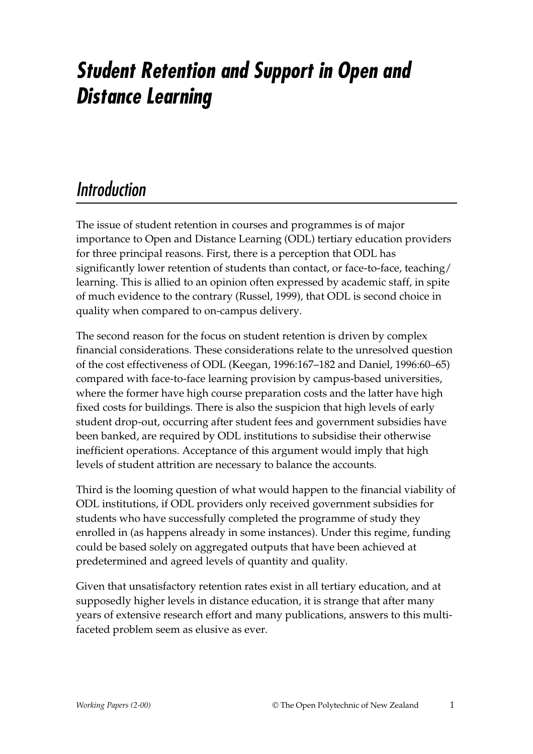# Student Retention and Support in Open and Distance Learning

## Introduction

The issue of student retention in courses and programmes is of major importance to Open and Distance Learning (ODL) tertiary education providers for three principal reasons. First, there is a perception that ODL has significantly lower retention of students than contact, or face-to-face, teaching/learning. This is allied to an opinion often expressed by academic staff, in spite of much evidence to the contrary (Russel, 1999), that ODL is second choice in quality when compared to on-campus delivery.

The second reason for the focus on student retention is driven by complex financial considerations. These considerations relate to the unresolved question of the cost effectiveness of ODL (Keegan, 1996:167–182 and Daniel, 1996:60–65) compared with face-to-face learning provision by campus-based universities, where the former have high course preparation costs and the latter have high fixed costs for buildings. There is also the suspicion that high levels of early student drop-out, occurring after student fees and government subsidies have been banked, are required by ODL institutions to subsidise their otherwise inefficient operations. Acceptance of this argument would imply that high levels of student attrition are necessary to balance the accounts.

Third is the looming question of what would happen to the financial viability of ODL institutions, if ODL providers only received government subsidies for students who have successfully completed the programme of study they enrolled in (as happens already in some instances). Under this regime, funding could be based solely on aggregated outputs that have been achieved at predetermined and agreed levels of quantity and quality.

Given that unsatisfactory retention rates exist in all tertiary education, and at supposedly higher levels in distance education, it is strange that after many years of extensive research effort and many publications, answers to this multi-faceted problem seem as elusive as ever.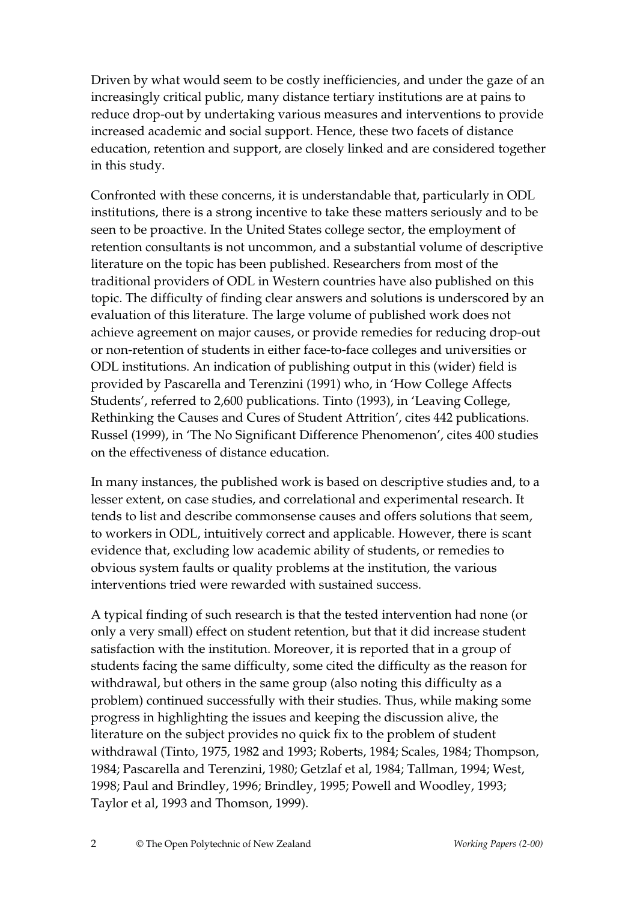Driven by what would seem to be costly inefficiencies, and under the gaze of an increasingly critical public, many distance tertiary institutions are at pains to reduce drop-out by undertaking various measures and interventions to provide increased academic and social support. Hence, these two facets of distance education, retention and support, are closely linked and are considered together in this study.

Confronted with these concerns, it is understandable that, particularly in ODL institutions, there is a strong incentive to take these matters seriously and to be seen to be proactive. In the United States college sector, the employment of retention consultants is not uncommon, and a substantial volume of descriptive literature on the topic has been published. Researchers from most of the traditional providers of ODL in Western countries have also published on this topic. The difficulty of finding clear answers and solutions is underscored by an evaluation of this literature. The large volume of published work does not achieve agreement on major causes, or provide remedies for reducing drop-out or non-retention of students in either face-to-face colleges and universities or ODL institutions. An indication of publishing output in this (wider) field is provided by Pascarella and Terenzini (1991) who, in 'How College Affects Students', referred to 2,600 publications. Tinto (1993), in 'Leaving College, Rethinking the Causes and Cures of Student Attrition', cites 442 publications. Russel (1999), in 'The No Significant Difference Phenomenon', cites 400 studies on the effectiveness of distance education.

In many instances, the published work is based on descriptive studies and, to a lesser extent, on case studies, and correlational and experimental research. It tends to list and describe commonsense causes and offers solutions that seem, to workers in ODL, intuitively correct and applicable. However, there is scant evidence that, excluding low academic ability of students, or remedies to obvious system faults or quality problems at the institution, the various interventions tried were rewarded with sustained success.

A typical finding of such research is that the tested intervention had none (or only a very small) effect on student retention, but that it did increase student satisfaction with the institution. Moreover, it is reported that in a group of students facing the same difficulty, some cited the difficulty as the reason for withdrawal, but others in the same group (also noting this difficulty as a problem) continued successfully with their studies. Thus, while making some progress in highlighting the issues and keeping the discussion alive, the literature on the subject provides no quick fix to the problem of student withdrawal (Tinto, 1975, 1982 and 1993; Roberts, 1984; Scales, 1984; Thompson, 1984; Pascarella and Terenzini, 1980; Getzlaf et al, 1984; Tallman, 1994; West, 1998; Paul and Brindley, 1996; Brindley, 1995; Powell and Woodley, 1993; Taylor et al, 1993 and Thomson, 1999).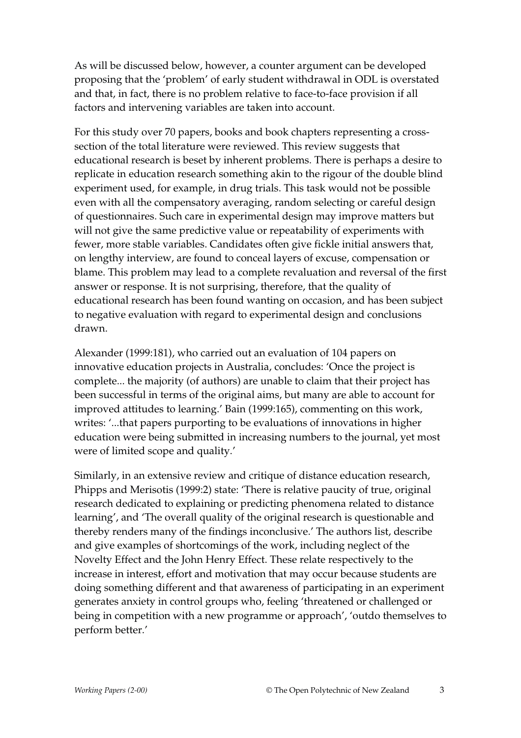As will be discussed below, however, a counter argument can be developed proposing that the 'problem' of early student withdrawal in ODL is overstated and that, in fact, there is no problem relative to face-to-face provision if all factors and intervening variables are taken into account.

For this study over 70 papers, books and book chapters representing a cross-section of the total literature were reviewed. This review suggests that educational research is beset by inherent problems. There is perhaps a desire to replicate in education research something akin to the rigour of the double blind experiment used, for example, in drug trials. This task would not be possible even with all the compensatory averaging, random selecting or careful design of questionnaires. Such care in experimental design may improve matters but will not give the same predictive value or repeatability of experiments with fewer, more stable variables. Candidates often give fickle initial answers that, on lengthy interview, are found to conceal layers of excuse, compensation or blame. This problem may lead to a complete revaluation and reversal of the first answer or response. It is not surprising, therefore, that the quality of educational research has been found wanting on occasion, and has been subject to negative evaluation with regard to experimental design and conclusions drawn.

Alexander (1999:181), who carried out an evaluation of 104 papers on innovative education projects in Australia, concludes: 'Once the project is complete... the majority (of authors) are unable to claim that their project has been successful in terms of the original aims, but many are able to account for improved attitudes to learning.' Bain (1999:165), commenting on this work, writes: '...that papers purporting to be evaluations of innovations in higher education were being submitted in increasing numbers to the journal, yet most were of limited scope and quality.'

Similarly, in an extensive review and critique of distance education research, Phipps and Merisotis (1999:2) state: 'There is relative paucity of true, original research dedicated to explaining or predicting phenomena related to distance learning', and 'The overall quality of the original research is questionable and thereby renders many of the findings inconclusive.' The authors list, describe and give examples of shortcomings of the work, including neglect of the Novelty Effect and the John Henry Effect. These relate respectively to the increase in interest, effort and motivation that may occur because students are doing something different and that awareness of participating in an experiment generates anxiety in control groups who, feeling 'threatened or challenged or being in competition with a new programme or approach', 'outdo themselves to perform better.'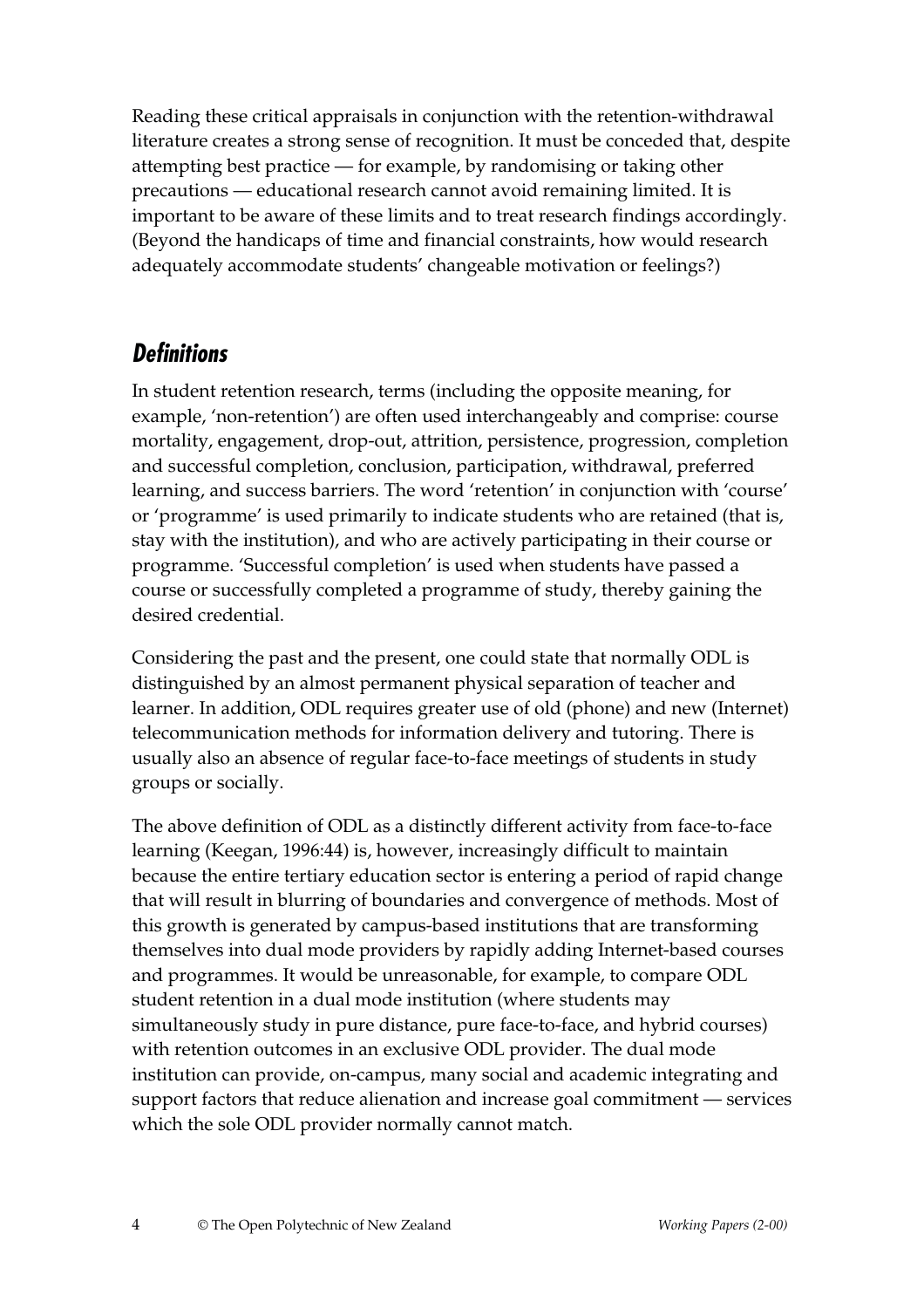Reading these critical appraisals in conjunction with the retention-withdrawal literature creates a strong sense of recognition. It must be conceded that, despite attempting best practice — for example, by randomising or taking other precautions — educational research cannot avoid remaining limited. It is important to be aware of these limits and to treat research findings accordingly. (Beyond the handicaps of time and financial constraints, how would research adequately accommodate students' changeable motivation or feelings?)

## Definitions

In student retention research, terms (including the opposite meaning, for example, 'non-retention') are often used interchangeably and comprise: course mortality, engagement, drop-out, attrition, persistence, progression, completion and successful completion, conclusion, participation, withdrawal, preferred learning, and success barriers. The word 'retention' in conjunction with 'course' or 'programme' is used primarily to indicate students who are retained (that is, stay with the institution), and who are actively participating in their course or programme. 'Successful completion' is used when students have passed a course or successfully completed a programme of study, thereby gaining the desired credential.

Considering the past and the present, one could state that normally ODL is distinguished by an almost permanent physical separation of teacher and learner. In addition, ODL requires greater use of old (phone) and new (Internet) telecommunication methods for information delivery and tutoring. There is usually also an absence of regular face-to-face meetings of students in study groups or socially.

The above definition of ODL as a distinctly different activity from face-to-face learning (Keegan, 1996:44) is, however, increasingly difficult to maintain because the entire tertiary education sector is entering a period of rapid change that will result in blurring of boundaries and convergence of methods. Most of this growth is generated by campus-based institutions that are transforming themselves into dual mode providers by rapidly adding Internet-based courses and programmes. It would be unreasonable, for example, to compare ODL student retention in a dual mode institution (where students may simultaneously study in pure distance, pure face-to-face, and hybrid courses) with retention outcomes in an exclusive ODL provider. The dual mode institution can provide, on-campus, many social and academic integrating and support factors that reduce alienation and increase goal commitment — services which the sole ODL provider normally cannot match.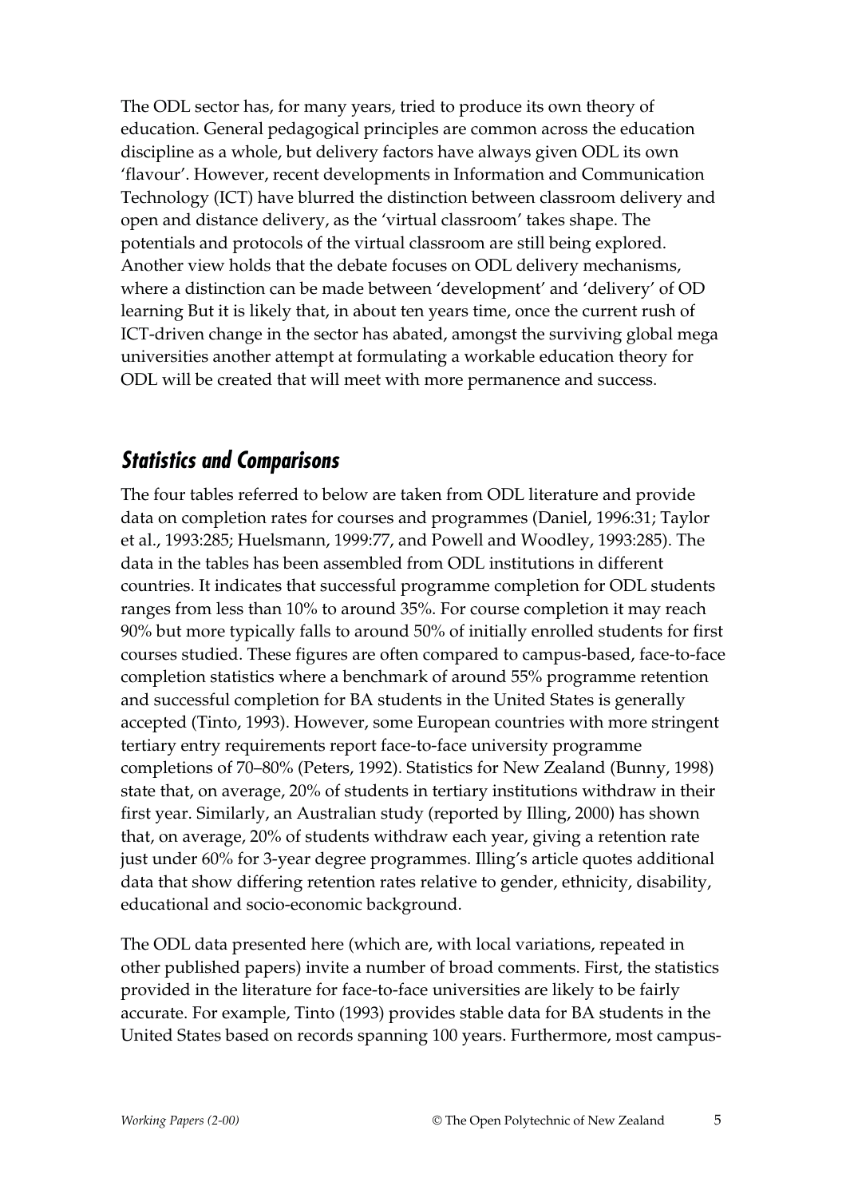The ODL sector has, for many years, tried to produce its own theory of education. General pedagogical principles are common across the education discipline as a whole, but delivery factors have always given ODL its own 'flavour'. However, recent developments in Information and Communication Technology (ICT) have blurred the distinction between classroom delivery and open and distance delivery, as the 'virtual classroom' takes shape. The potentials and protocols of the virtual classroom are still being explored. Another view holds that the debate focuses on ODL delivery mechanisms, where a distinction can be made between 'development' and 'delivery' of OD learning But it is likely that, in about ten years time, once the current rush of ICT-driven change in the sector has abated, amongst the surviving global mega universities another attempt at formulating a workable education theory for ODL will be created that will meet with more permanence and success.

## *Statistics and Comparisons*

The four tables referred to below are taken from ODL literature and provide data on completion rates for courses and programmes (Daniel, 1996:31; Taylor et al., 1993:285; Huelsmann, 1999:77, and Powell and Woodley, 1993:285). The data in the tables has been assembled from ODL institutions in different countries. It indicates that successful programme completion for ODL students ranges from less than 10% to around 35%. For course completion it may reach 90% but more typically falls to around 50% of initially enrolled students for first courses studied. These figures are often compared to campus-based, face-to-face completion statistics where a benchmark of around 55% programme retention and successful completion for BA students in the United States is generally accepted (Tinto, 1993). However, some European countries with more stringent tertiary entry requirements report face-to-face university programme completions of 70–80% (Peters, 1992). Statistics for New Zealand (Bunny, 1998) state that, on average, 20% of students in tertiary institutions withdraw in their first year. Similarly, an Australian study (reported by Illing, 2000) has shown that, on average, 20% of students withdraw each year, giving a retention rate just under 60% for 3-year degree programmes. Illing's article quotes additional data that show differing retention rates relative to gender, ethnicity, disability, educational and socio-economic background.

The ODL data presented here (which are, with local variations, repeated in other published papers) invite a number of broad comments. First, the statistics provided in the literature for face-to-face universities are likely to be fairly accurate. For example, Tinto (1993) provides stable data for BA students in the United States based on records spanning 100 years. Furthermore, most campus-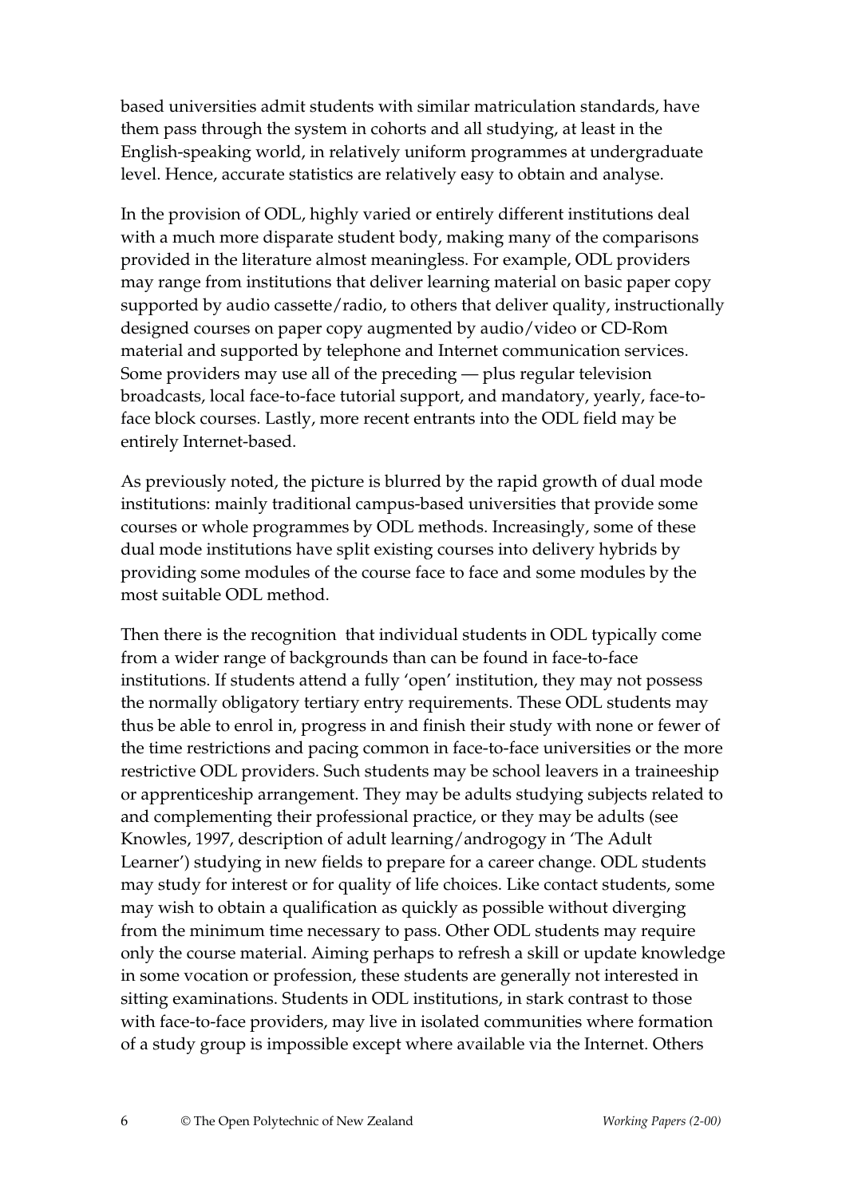based universities admit students with similar matriculation standards, have them pass through the system in cohorts and all studying, at least in the English-speaking world, in relatively uniform programmes at undergraduate level. Hence, accurate statistics are relatively easy to obtain and analyse.

In the provision of ODL, highly varied or entirely different institutions deal with a much more disparate student body, making many of the comparisons provided in the literature almost meaningless. For example, ODL providers may range from institutions that deliver learning material on basic paper copy supported by audio cassette/radio, to others that deliver quality, instructionally designed courses on paper copy augmented by audio/video or CD-Rom material and supported by telephone and Internet communication services. Some providers may use all of the preceding — plus regular television broadcasts, local face-to-face tutorial support, and mandatory, yearly, face-to-face block courses. Lastly, more recent entrants into the ODL field may be entirely Internet-based.

As previously noted, the picture is blurred by the rapid growth of dual mode institutions: mainly traditional campus-based universities that provide some courses or whole programmes by ODL methods. Increasingly, some of these dual mode institutions have split existing courses into delivery hybrids by providing some modules of the course face to face and some modules by the most suitable ODL method.

Then there is the recognition that individual students in ODL typically come from a wider range of backgrounds than can be found in face-to-face institutions. If students attend a fully 'open' institution, they may not possess the normally obligatory tertiary entry requirements. These ODL students may thus be able to enrol in, progress in and finish their study with none or fewer of the time restrictions and pacing common in face-to-face universities or the more restrictive ODL providers. Such students may be school leavers in a traineeship or apprenticeship arrangement. They may be adults studying subjects related to and complementing their professional practice, or they may be adults (see Knowles, 1997, description of adult learning/androgogy in 'The Adult Learner') studying in new fields to prepare for a career change. ODL students may study for interest or for quality of life choices. Like contact students, some may wish to obtain a qualification as quickly as possible without diverging from the minimum time necessary to pass. Other ODL students may require only the course material. Aiming perhaps to refresh a skill or update knowledge in some vocation or profession, these students are generally not interested in sitting examinations. Students in ODL institutions, in stark contrast to those with face-to-face providers, may live in isolated communities where formation of a study group is impossible except where available via the Internet. Others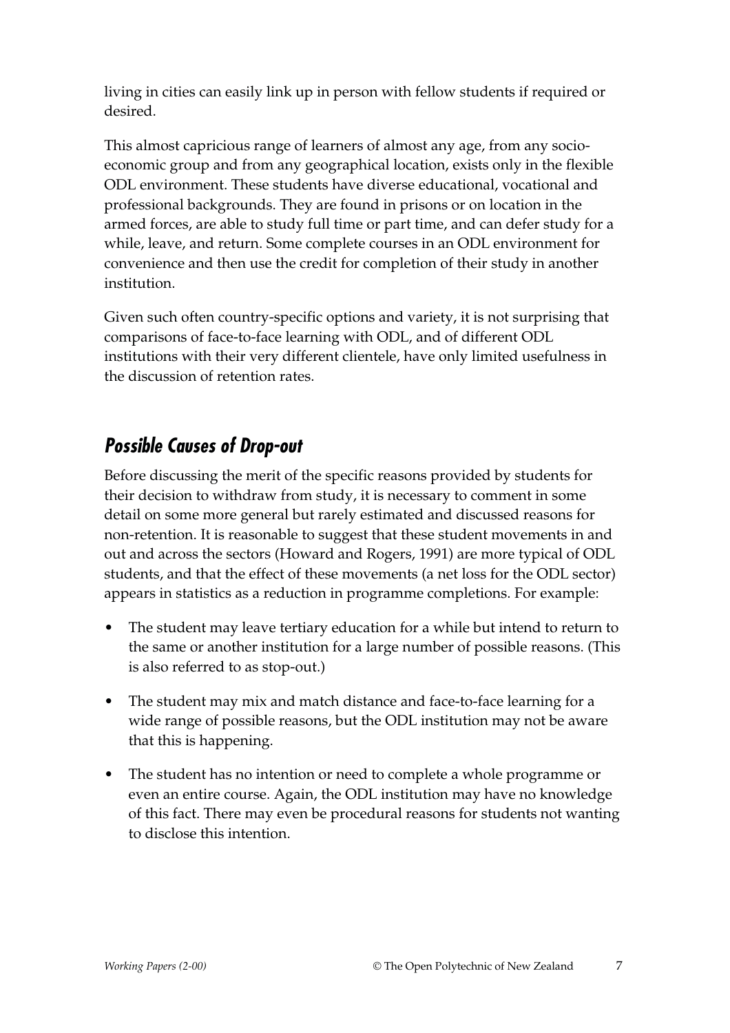living in cities can easily link up in person with fellow students if required or desired.

This almost capricious range of learners of almost any age, from any socio-economic group and from any geographical location, exists only in the flexible ODL environment. These students have diverse educational, vocational and professional backgrounds. They are found in prisons or on location in the armed forces, are able to study full time or part time, and can defer study for a while, leave, and return. Some complete courses in an ODL environment for convenience and then use the credit for completion of their study in another institution.

Given such often country-specific options and variety, it is not surprising that comparisons of face-to-face learning with ODL, and of different ODL institutions with their very different clientele, have only limited usefulness in the discussion of retention rates.

## Possible Causes of Drop-out

Before discussing the merit of the specific reasons provided by students for their decision to withdraw from study, it is necessary to comment in some detail on some more general but rarely estimated and discussed reasons for non-retention. It is reasonable to suggest that these student movements in and out and across the sectors (Howard and Rogers, 1991) are more typical of ODL students, and that the effect of these movements (a net loss for the ODL sector) appears in statistics as a reduction in programme completions. For example:

- The student may leave tertiary education for a while but intend to return to the same or another institution for a large number of possible reasons. (This is also referred to as stop-out.)
- The student may mix and match distance and face-to-face learning for a wide range of possible reasons, but the ODL institution may not be aware that this is happening.
- The student has no intention or need to complete a whole programme or even an entire course. Again, the ODL institution may have no knowledge of this fact. There may even be procedural reasons for students not wanting to disclose this intention.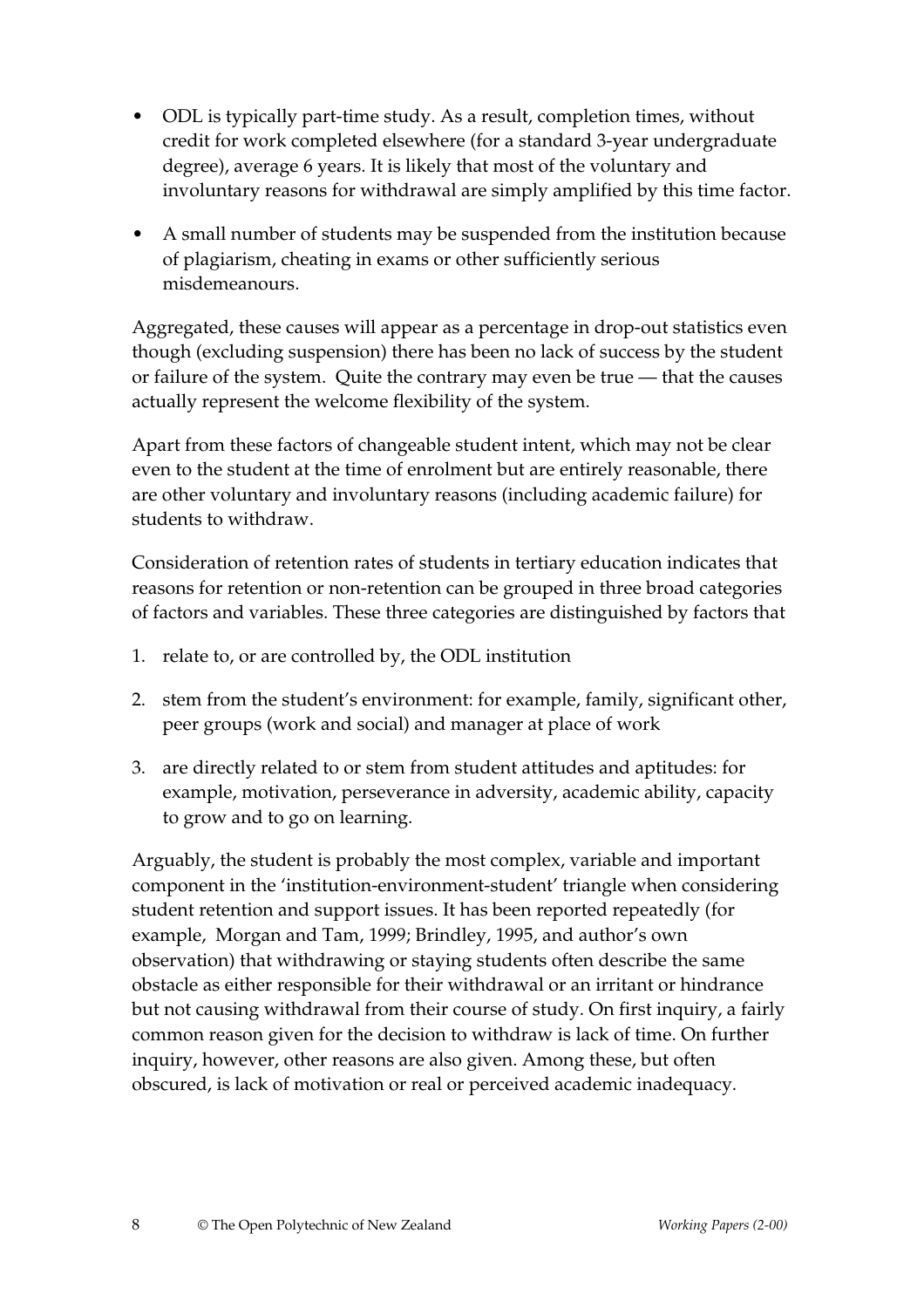- ODL is typically part-time study. As a result, completion times, without credit for work completed elsewhere (for a standard 3-year undergraduate degree), average 6 years. It is likely that most of the voluntary and involuntary reasons for withdrawal are simply amplified by this time factor.
- A small number of students may be suspended from the institution because of plagiarism, cheating in exams or other sufficiently serious misdemeanours.

Aggregated, these causes will appear as a percentage in drop-out statistics even though (excluding suspension) there has been no lack of success by the student or failure of the system. Quite the contrary may even be true — that the causes actually represent the welcome flexibility of the system.

Apart from these factors of changeable student intent, which may not be clear even to the student at the time of enrolment but are entirely reasonable, there are other voluntary and involuntary reasons (including academic failure) for students to withdraw.

Consideration of retention rates of students in tertiary education indicates that reasons for retention or non-retention can be grouped in three broad categories of factors and variables. These three categories are distinguished by factors that

1. relate to, or are controlled by, the ODL institution
2. stem from the student's environment: for example, family, significant other, peer groups (work and social) and manager at place of work
3. are directly related to or stem from student attitudes and aptitudes: for example, motivation, perseverance in adversity, academic ability, capacity to grow and to go on learning.

Arguably, the student is probably the most complex, variable and important component in the 'institution-environment-student' triangle when considering student retention and support issues. It has been reported repeatedly (for example, Morgan and Tam, 1999; Brindley, 1995, and author's own observation) that withdrawing or staying students often describe the same obstacle as either responsible for their withdrawal or an irritant or hindrance but not causing withdrawal from their course of study. On first inquiry, a fairly common reason given for the decision to withdraw is lack of time. On further inquiry, however, other reasons are also given. Among these, but often obscured, is lack of motivation or real or perceived academic inadequacy.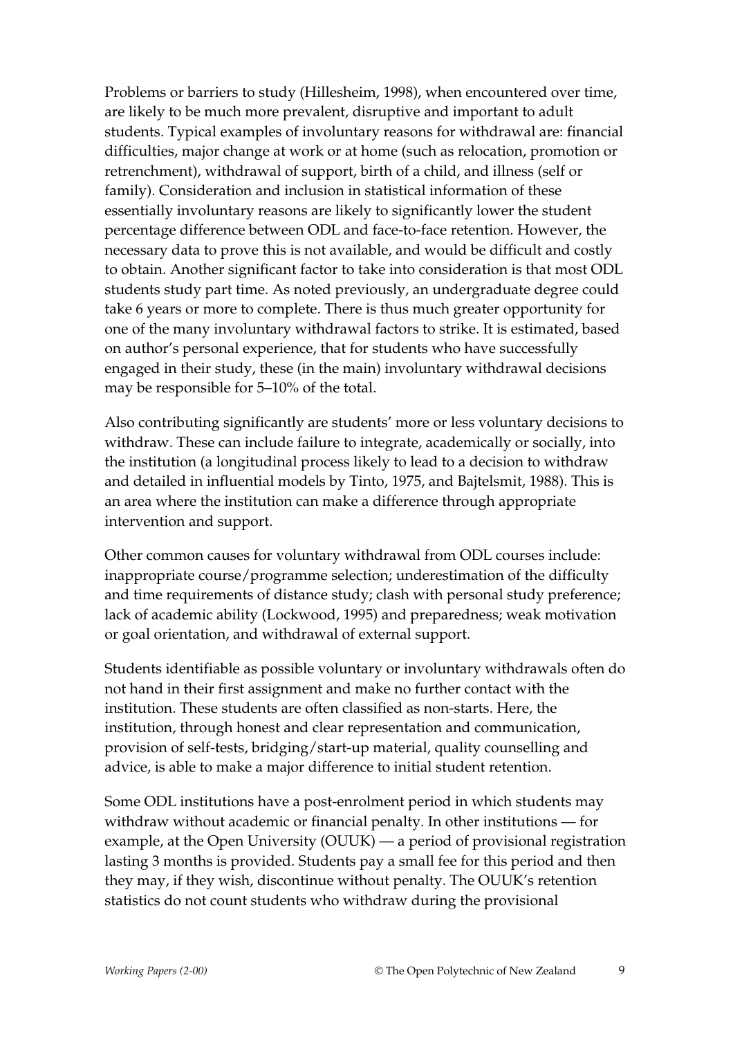Problems or barriers to study (Hillesheim, 1998), when encountered over time, are likely to be much more prevalent, disruptive and important to adult students. Typical examples of involuntary reasons for withdrawal are: financial difficulties, major change at work or at home (such as relocation, promotion or retrenchment), withdrawal of support, birth of a child, and illness (self or family). Consideration and inclusion in statistical information of these essentially involuntary reasons are likely to significantly lower the student percentage difference between ODL and face-to-face retention. However, the necessary data to prove this is not available, and would be difficult and costly to obtain. Another significant factor to take into consideration is that most ODL students study part time. As noted previously, an undergraduate degree could take 6 years or more to complete. There is thus much greater opportunity for one of the many involuntary withdrawal factors to strike. It is estimated, based on author's personal experience, that for students who have successfully engaged in their study, these (in the main) involuntary withdrawal decisions may be responsible for 5–10% of the total.

Also contributing significantly are students' more or less voluntary decisions to withdraw. These can include failure to integrate, academically or socially, into the institution (a longitudinal process likely to lead to a decision to withdraw and detailed in influential models by Tinto, 1975, and Bajtelsmit, 1988). This is an area where the institution can make a difference through appropriate intervention and support.

Other common causes for voluntary withdrawal from ODL courses include: inappropriate course/programme selection; underestimation of the difficulty and time requirements of distance study; clash with personal study preference; lack of academic ability (Lockwood, 1995) and preparedness; weak motivation or goal orientation, and withdrawal of external support.

Students identifiable as possible voluntary or involuntary withdrawals often do not hand in their first assignment and make no further contact with the institution. These students are often classified as non-starts. Here, the institution, through honest and clear representation and communication, provision of self-tests, bridging/start-up material, quality counselling and advice, is able to make a major difference to initial student retention.

Some ODL institutions have a post-enrolment period in which students may withdraw without academic or financial penalty. In other institutions — for example, at the Open University (OUUK) — a period of provisional registration lasting 3 months is provided. Students pay a small fee for this period and then they may, if they wish, discontinue without penalty. The OUUK's retention statistics do not count students who withdraw during the provisional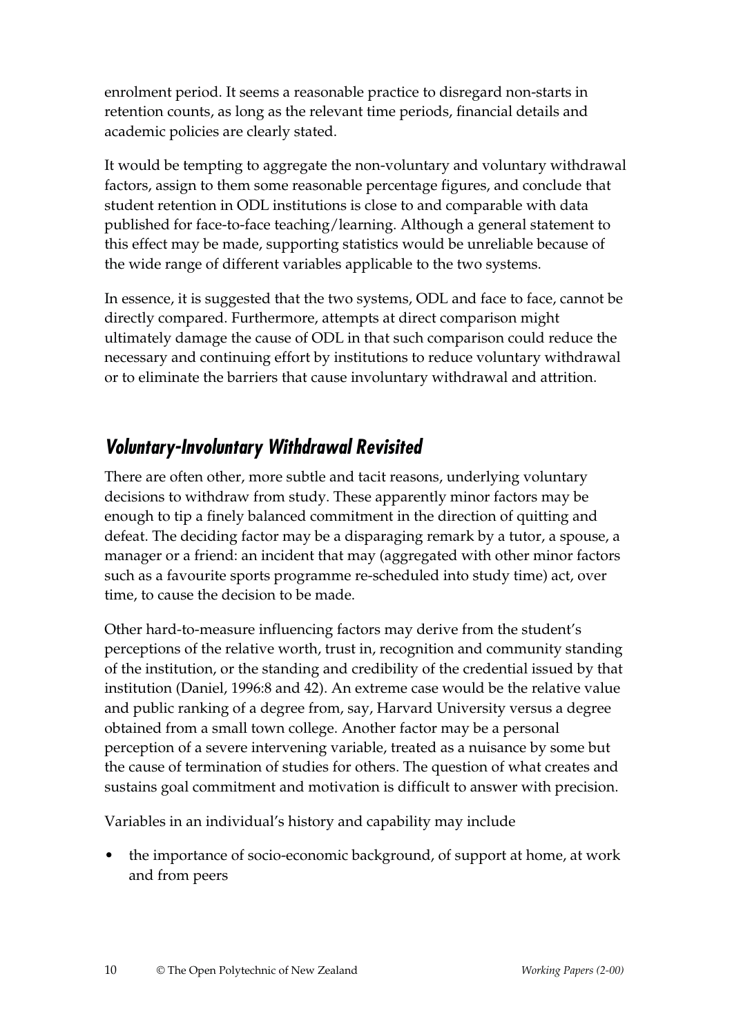enrolment period. It seems a reasonable practice to disregard non-starts in retention counts, as long as the relevant time periods, financial details and academic policies are clearly stated.

It would be tempting to aggregate the non-voluntary and voluntary withdrawal factors, assign to them some reasonable percentage figures, and conclude that student retention in ODL institutions is close to and comparable with data published for face-to-face teaching/learning. Although a general statement to this effect may be made, supporting statistics would be unreliable because of the wide range of different variables applicable to the two systems.

In essence, it is suggested that the two systems, ODL and face to face, cannot be directly compared. Furthermore, attempts at direct comparison might ultimately damage the cause of ODL in that such comparison could reduce the necessary and continuing effort by institutions to reduce voluntary withdrawal or to eliminate the barriers that cause involuntary withdrawal and attrition.

## *Voluntary-Involuntary Withdrawal Revisited*

There are often other, more subtle and tacit reasons, underlying voluntary decisions to withdraw from study. These apparently minor factors may be enough to tip a finely balanced commitment in the direction of quitting and defeat. The deciding factor may be a disparaging remark by a tutor, a spouse, a manager or a friend: an incident that may (aggregated with other minor factors such as a favourite sports programme re-scheduled into study time) act, over time, to cause the decision to be made.

Other hard-to-measure influencing factors may derive from the student's perceptions of the relative worth, trust in, recognition and community standing of the institution, or the standing and credibility of the credential issued by that institution (Daniel, 1996:8 and 42). An extreme case would be the relative value and public ranking of a degree from, say, Harvard University versus a degree obtained from a small town college. Another factor may be a personal perception of a severe intervening variable, treated as a nuisance by some but the cause of termination of studies for others. The question of what creates and sustains goal commitment and motivation is difficult to answer with precision.

Variables in an individual's history and capability may include

- the importance of socio-economic background, of support at home, at work and from peers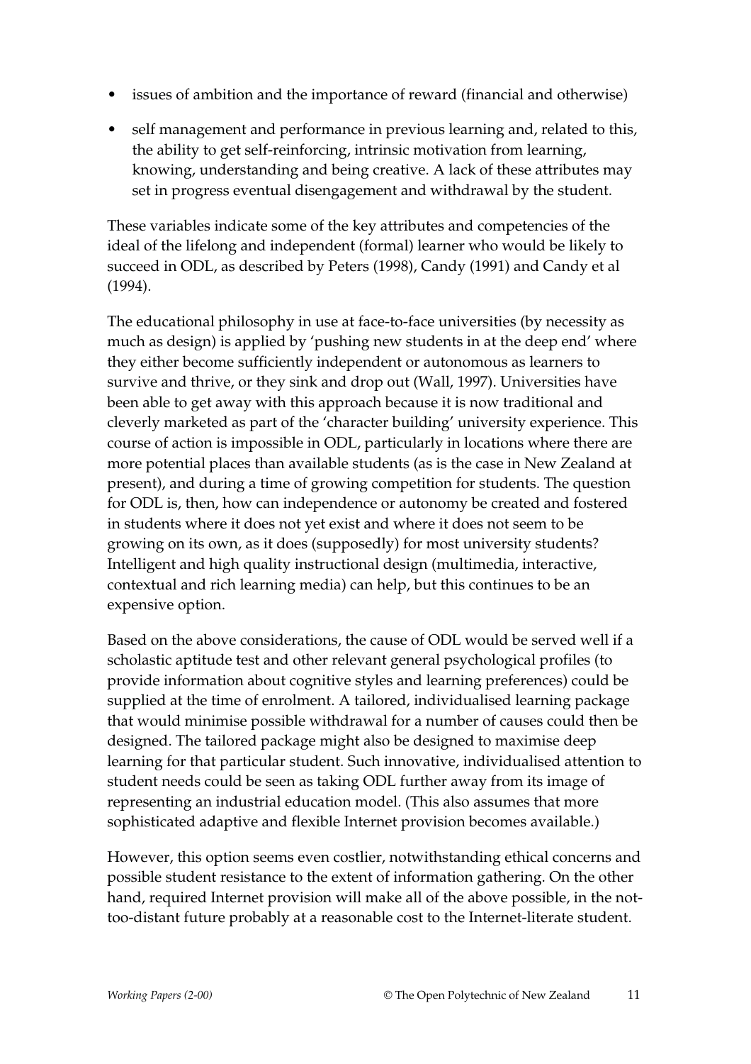- issues of ambition and the importance of reward (financial and otherwise)
- self management and performance in previous learning and, related to this, the ability to get self-reinforcing, intrinsic motivation from learning, knowing, understanding and being creative. A lack of these attributes may set in progress eventual disengagement and withdrawal by the student.

These variables indicate some of the key attributes and competencies of the ideal of the lifelong and independent (formal) learner who would be likely to succeed in ODL, as described by Peters (1998), Candy (1991) and Candy et al (1994).

The educational philosophy in use at face-to-face universities (by necessity as much as design) is applied by 'pushing new students in at the deep end' where they either become sufficiently independent or autonomous as learners to survive and thrive, or they sink and drop out (Wall, 1997). Universities have been able to get away with this approach because it is now traditional and cleverly marketed as part of the 'character building' university experience. This course of action is impossible in ODL, particularly in locations where there are more potential places than available students (as is the case in New Zealand at present), and during a time of growing competition for students. The question for ODL is, then, how can independence or autonomy be created and fostered in students where it does not yet exist and where it does not seem to be growing on its own, as it does (supposedly) for most university students? Intelligent and high quality instructional design (multimedia, interactive, contextual and rich learning media) can help, but this continues to be an expensive option.

Based on the above considerations, the cause of ODL would be served well if a scholastic aptitude test and other relevant general psychological profiles (to provide information about cognitive styles and learning preferences) could be supplied at the time of enrolment. A tailored, individualised learning package that would minimise possible withdrawal for a number of causes could then be designed. The tailored package might also be designed to maximise deep learning for that particular student. Such innovative, individualised attention to student needs could be seen as taking ODL further away from its image of representing an industrial education model. (This also assumes that more sophisticated adaptive and flexible Internet provision becomes available.)

However, this option seems even costlier, notwithstanding ethical concerns and possible student resistance to the extent of information gathering. On the other hand, required Internet provision will make all of the above possible, in the not-too-distant future probably at a reasonable cost to the Internet-literate student.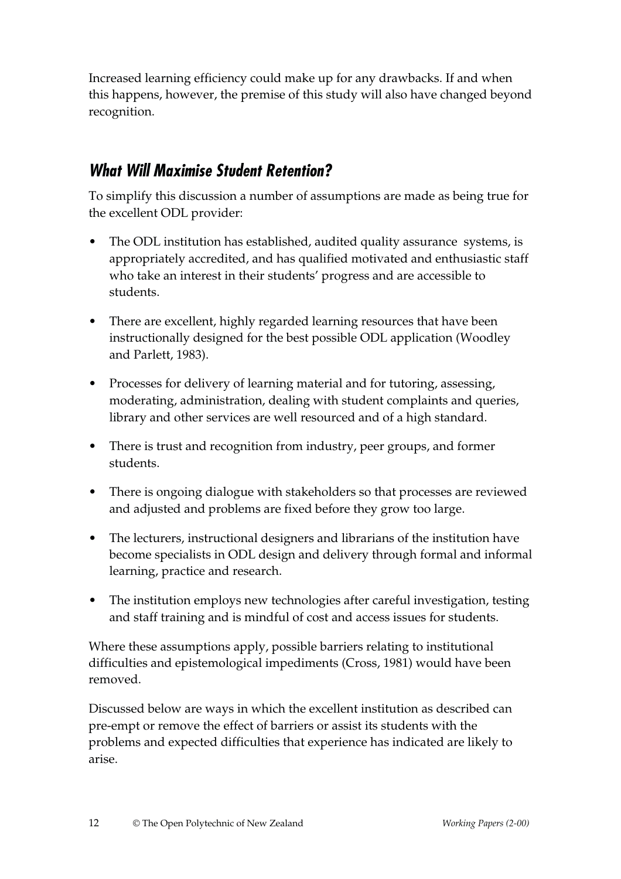Increased learning efficiency could make up for any drawbacks. If and when this happens, however, the premise of this study will also have changed beyond recognition.

## What Will Maximise Student Retention?

To simplify this discussion a number of assumptions are made as being true for the excellent ODL provider:

- The ODL institution has established, audited quality assurance systems, is appropriately accredited, and has qualified motivated and enthusiastic staff who take an interest in their students' progress and are accessible to students.
- There are excellent, highly regarded learning resources that have been instructionally designed for the best possible ODL application (Woodley and Parlett, 1983).
- Processes for delivery of learning material and for tutoring, assessing, moderating, administration, dealing with student complaints and queries, library and other services are well resourced and of a high standard.
- There is trust and recognition from industry, peer groups, and former students.
- There is ongoing dialogue with stakeholders so that processes are reviewed and adjusted and problems are fixed before they grow too large.
- The lecturers, instructional designers and librarians of the institution have become specialists in ODL design and delivery through formal and informal learning, practice and research.
- The institution employs new technologies after careful investigation, testing and staff training and is mindful of cost and access issues for students.

Where these assumptions apply, possible barriers relating to institutional difficulties and epistemological impediments (Cross, 1981) would have been removed.

Discussed below are ways in which the excellent institution as described can pre-empt or remove the effect of barriers or assist its students with the problems and expected difficulties that experience has indicated are likely to arise.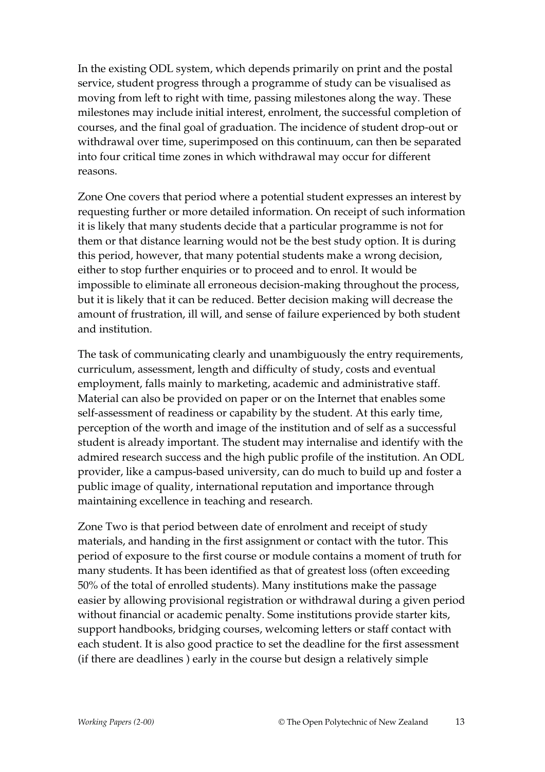In the existing ODL system, which depends primarily on print and the postal service, student progress through a programme of study can be visualised as moving from left to right with time, passing milestones along the way. These milestones may include initial interest, enrolment, the successful completion of courses, and the final goal of graduation. The incidence of student drop-out or withdrawal over time, superimposed on this continuum, can then be separated into four critical time zones in which withdrawal may occur for different reasons.

Zone One covers that period where a potential student expresses an interest by requesting further or more detailed information. On receipt of such information it is likely that many students decide that a particular programme is not for them or that distance learning would not be the best study option. It is during this period, however, that many potential students make a wrong decision, either to stop further enquiries or to proceed and to enrol. It would be impossible to eliminate all erroneous decision-making throughout the process, but it is likely that it can be reduced. Better decision making will decrease the amount of frustration, ill will, and sense of failure experienced by both student and institution.

The task of communicating clearly and unambiguously the entry requirements, curriculum, assessment, length and difficulty of study, costs and eventual employment, falls mainly to marketing, academic and administrative staff. Material can also be provided on paper or on the Internet that enables some self-assessment of readiness or capability by the student. At this early time, perception of the worth and image of the institution and of self as a successful student is already important. The student may internalise and identify with the admired research success and the high public profile of the institution. An ODL provider, like a campus-based university, can do much to build up and foster a public image of quality, international reputation and importance through maintaining excellence in teaching and research.

Zone Two is that period between date of enrolment and receipt of study materials, and handing in the first assignment or contact with the tutor. This period of exposure to the first course or module contains a moment of truth for many students. It has been identified as that of greatest loss (often exceeding 50% of the total of enrolled students). Many institutions make the passage easier by allowing provisional registration or withdrawal during a given period without financial or academic penalty. Some institutions provide starter kits, support handbooks, bridging courses, welcoming letters or staff contact with each student. It is also good practice to set the deadline for the first assessment (if there are deadlines ) early in the course but design a relatively simple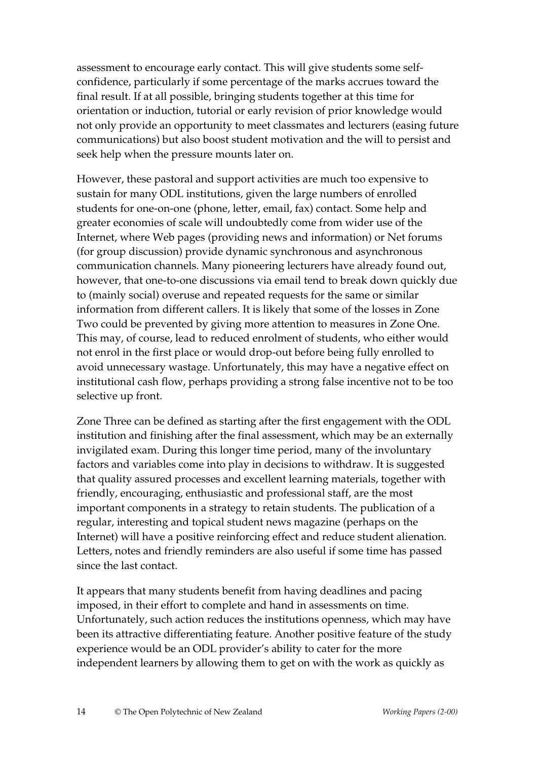assessment to encourage early contact. This will give students some self-confidence, particularly if some percentage of the marks accrues toward the final result. If at all possible, bringing students together at this time for orientation or induction, tutorial or early revision of prior knowledge would not only provide an opportunity to meet classmates and lecturers (easing future communications) but also boost student motivation and the will to persist and seek help when the pressure mounts later on.

However, these pastoral and support activities are much too expensive to sustain for many ODL institutions, given the large numbers of enrolled students for one-on-one (phone, letter, email, fax) contact. Some help and greater economies of scale will undoubtedly come from wider use of the Internet, where Web pages (providing news and information) or Net forums (for group discussion) provide dynamic synchronous and asynchronous communication channels. Many pioneering lecturers have already found out, however, that one-to-one discussions via email tend to break down quickly due to (mainly social) overuse and repeated requests for the same or similar information from different callers. It is likely that some of the losses in Zone Two could be prevented by giving more attention to measures in Zone One. This may, of course, lead to reduced enrolment of students, who either would not enrol in the first place or would drop-out before being fully enrolled to avoid unnecessary wastage. Unfortunately, this may have a negative effect on institutional cash flow, perhaps providing a strong false incentive not to be too selective up front.

Zone Three can be defined as starting after the first engagement with the ODL institution and finishing after the final assessment, which may be an externally invigilated exam. During this longer time period, many of the involuntary factors and variables come into play in decisions to withdraw. It is suggested that quality assured processes and excellent learning materials, together with friendly, encouraging, enthusiastic and professional staff, are the most important components in a strategy to retain students. The publication of a regular, interesting and topical student news magazine (perhaps on the Internet) will have a positive reinforcing effect and reduce student alienation. Letters, notes and friendly reminders are also useful if some time has passed since the last contact.

It appears that many students benefit from having deadlines and pacing imposed, in their effort to complete and hand in assessments on time. Unfortunately, such action reduces the institutions openness, which may have been its attractive differentiating feature. Another positive feature of the study experience would be an ODL provider's ability to cater for the more independent learners by allowing them to get on with the work as quickly as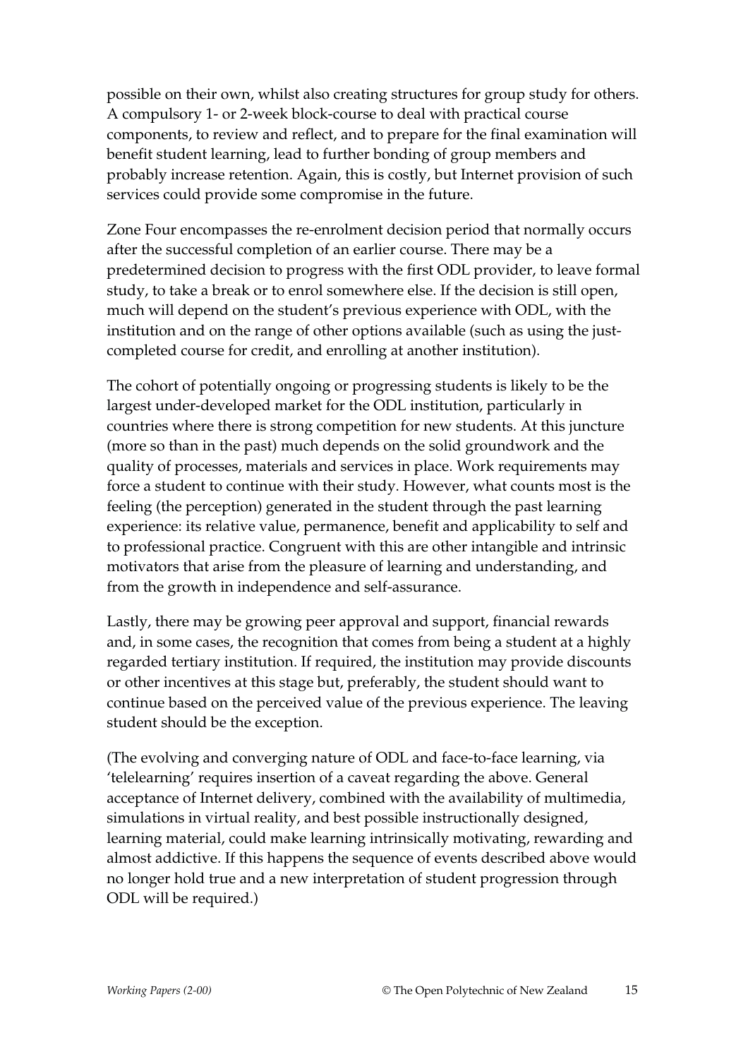possible on their own, whilst also creating structures for group study for others. A compulsory 1- or 2-week block-course to deal with practical course components, to review and reflect, and to prepare for the final examination will benefit student learning, lead to further bonding of group members and probably increase retention. Again, this is costly, but Internet provision of such services could provide some compromise in the future.

Zone Four encompasses the re-enrolment decision period that normally occurs after the successful completion of an earlier course. There may be a predetermined decision to progress with the first ODL provider, to leave formal study, to take a break or to enrol somewhere else. If the decision is still open, much will depend on the student's previous experience with ODL, with the institution and on the range of other options available (such as using the just-completed course for credit, and enrolling at another institution).

The cohort of potentially ongoing or progressing students is likely to be the largest under-developed market for the ODL institution, particularly in countries where there is strong competition for new students. At this juncture (more so than in the past) much depends on the solid groundwork and the quality of processes, materials and services in place. Work requirements may force a student to continue with their study. However, what counts most is the feeling (the perception) generated in the student through the past learning experience: its relative value, permanence, benefit and applicability to self and to professional practice. Congruent with this are other intangible and intrinsic motivators that arise from the pleasure of learning and understanding, and from the growth in independence and self-assurance.

Lastly, there may be growing peer approval and support, financial rewards and, in some cases, the recognition that comes from being a student at a highly regarded tertiary institution. If required, the institution may provide discounts or other incentives at this stage but, preferably, the student should want to continue based on the perceived value of the previous experience. The leaving student should be the exception.

(The evolving and converging nature of ODL and face-to-face learning, via 'telelearning' requires insertion of a caveat regarding the above. General acceptance of Internet delivery, combined with the availability of multimedia, simulations in virtual reality, and best possible instructionally designed, learning material, could make learning intrinsically motivating, rewarding and almost addictive. If this happens the sequence of events described above would no longer hold true and a new interpretation of student progression through ODL will be required.)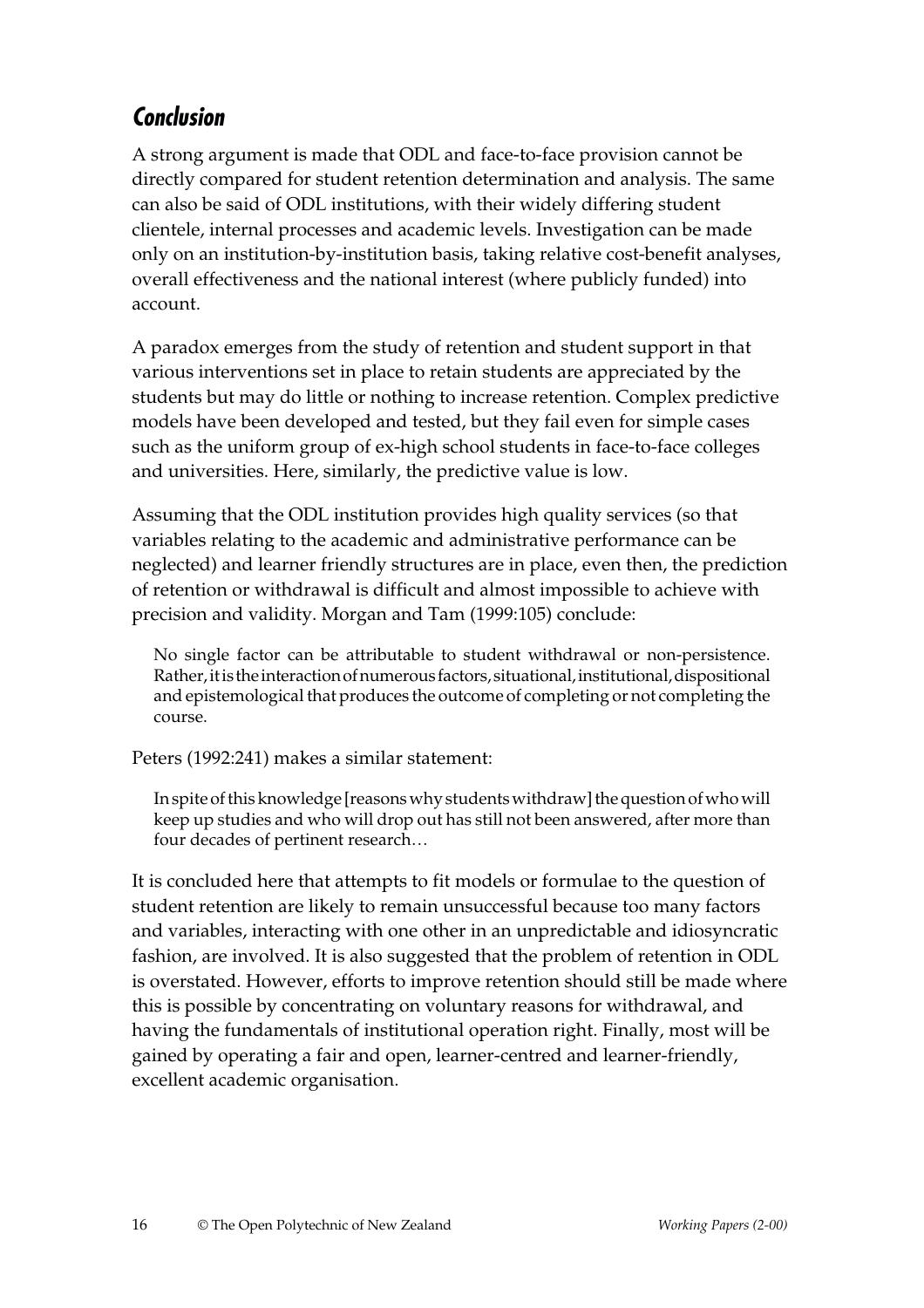## *Conclusion*

A strong argument is made that ODL and face-to-face provision cannot be directly compared for student retention determination and analysis. The same can also be said of ODL institutions, with their widely differing student clientele, internal processes and academic levels. Investigation can be made only on an institution-by-institution basis, taking relative cost-benefit analyses, overall effectiveness and the national interest (where publicly funded) into account.

A paradox emerges from the study of retention and student support in that various interventions set in place to retain students are appreciated by the students but may do little or nothing to increase retention. Complex predictive models have been developed and tested, but they fail even for simple cases such as the uniform group of ex-high school students in face-to-face colleges and universities. Here, similarly, the predictive value is low.

Assuming that the ODL institution provides high quality services (so that variables relating to the academic and administrative performance can be neglected) and learner friendly structures are in place, even then, the prediction of retention or withdrawal is difficult and almost impossible to achieve with precision and validity. Morgan and Tam (1999:105) conclude:

> No single factor can be attributable to student withdrawal or non-persistence. Rather, it is the interaction of numerous factors, situational, institutional, dispositional and epistemological that produces the outcome of completing or not completing the course.

Peters (1992:241) makes a similar statement:

> In spite of this knowledge [reasons why students withdraw] the question of who will keep up studies and who will drop out has still not been answered, after more than four decades of pertinent research…

It is concluded here that attempts to fit models or formulae to the question of student retention are likely to remain unsuccessful because too many factors and variables, interacting with one other in an unpredictable and idiosyncratic fashion, are involved. It is also suggested that the problem of retention in ODL is overstated. However, efforts to improve retention should still be made where this is possible by concentrating on voluntary reasons for withdrawal, and having the fundamentals of institutional operation right. Finally, most will be gained by operating a fair and open, learner-centred and learner-friendly, excellent academic organisation.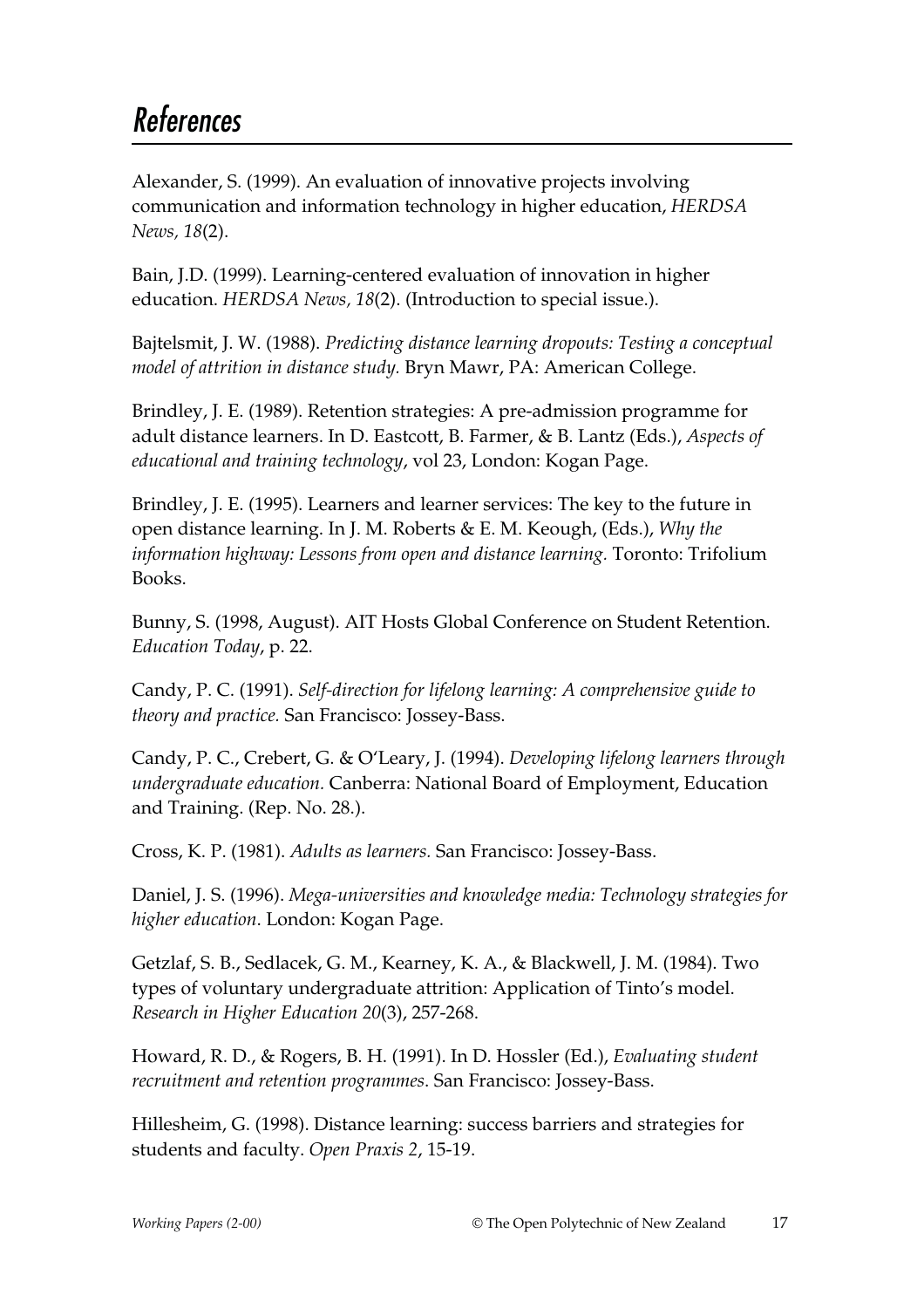# References

Alexander, S. (1999). An evaluation of innovative projects involving communication and information technology in higher education, *HERDSA News, 18*(2).

Bain, J.D. (1999). Learning-centered evaluation of innovation in higher education. *HERDSA News, 18*(2). (Introduction to special issue.).

Bajtelsmit, J. W. (1988). *Predicting distance learning dropouts: Testing a conceptual model of attrition in distance study.* Bryn Mawr, PA: American College.

Brindley, J. E. (1989). Retention strategies: A pre-admission programme for adult distance learners. In D. Eastcott, B. Farmer, & B. Lantz (Eds.), *Aspects of educational and training technology*, vol 23, London: Kogan Page.

Brindley, J. E. (1995). Learners and learner services: The key to the future in open distance learning. In J. M. Roberts & E. M. Keough, (Eds.), *Why the information highway: Lessons from open and distance learning.* Toronto: Trifolium Books.

Bunny, S. (1998, August). AIT Hosts Global Conference on Student Retention. *Education Today*, p. 22.

Candy, P. C. (1991). *Self-direction for lifelong learning: A comprehensive guide to theory and practice.* San Francisco: Jossey-Bass.

Candy, P. C., Crebert, G. & O'Leary, J. (1994). *Developing lifelong learners through undergraduate education.* Canberra: National Board of Employment, Education and Training. (Rep. No. 28.).

Cross, K. P. (1981). *Adults as learners.* San Francisco: Jossey-Bass.

Daniel, J. S. (1996). *Mega-universities and knowledge media: Technology strategies for higher education*. London: Kogan Page.

Getzlaf, S. B., Sedlacek, G. M., Kearney, K. A., & Blackwell, J. M. (1984). Two types of voluntary undergraduate attrition: Application of Tinto's model. *Research in Higher Education 20*(3), 257-268.

Howard, R. D., & Rogers, B. H. (1991). In D. Hossler (Ed.), *Evaluating student recruitment and retention programmes*. San Francisco: Jossey-Bass.

Hillesheim, G. (1998). Distance learning: success barriers and strategies for students and faculty. *Open Praxis 2*, 15-19.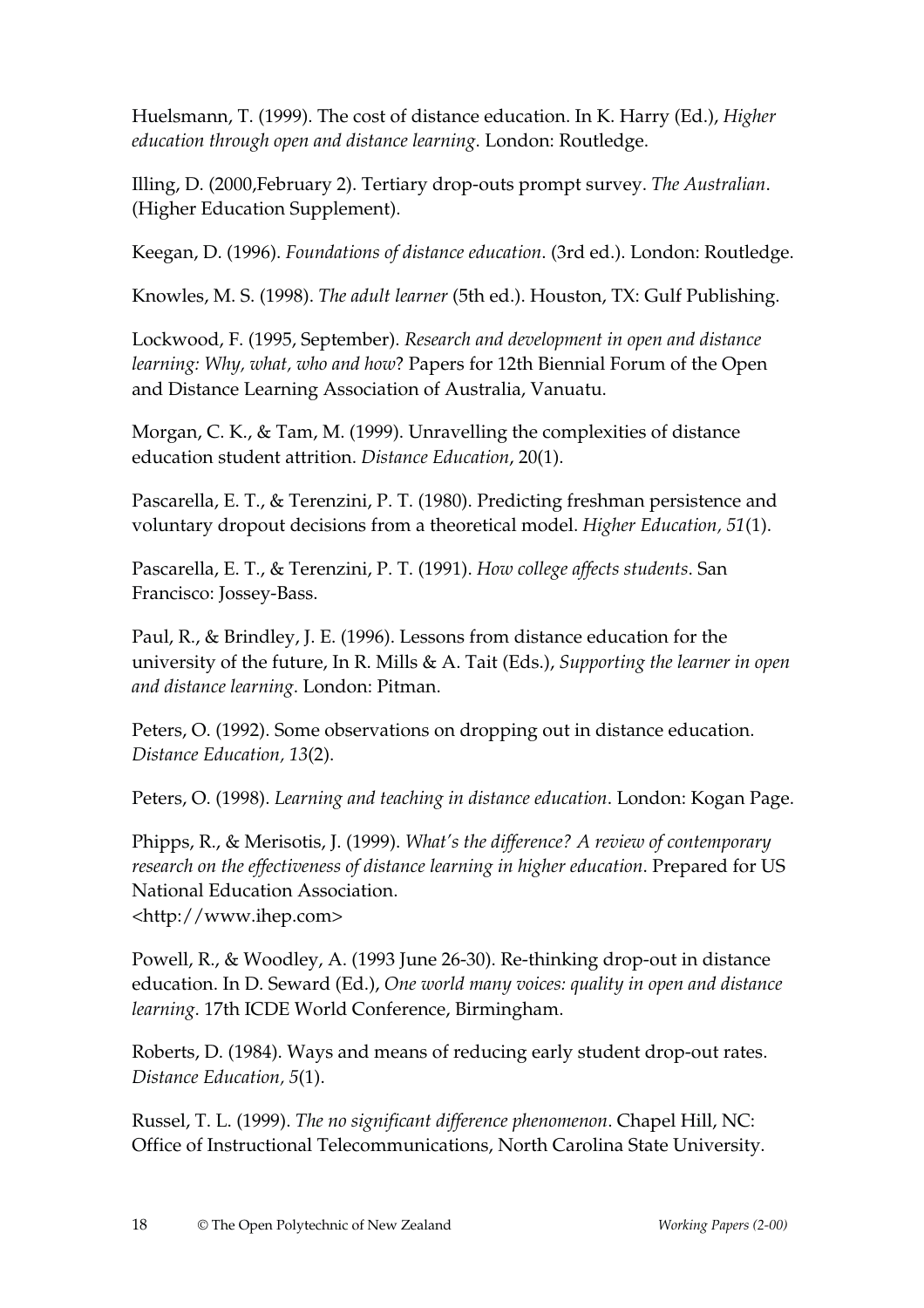Huelsmann, T. (1999). The cost of distance education. In K. Harry (Ed.), *Higher education through open and distance learning*. London: Routledge.

Illing, D. (2000,February 2). Tertiary drop-outs prompt survey. *The Australian*. (Higher Education Supplement).

Keegan, D. (1996). *Foundations of distance education*. (3rd ed.). London: Routledge.

Knowles, M. S. (1998). *The adult learner* (5th ed.). Houston, TX: Gulf Publishing.

Lockwood, F. (1995, September). *Research and development in open and distance learning: Why, what, who and how*? Papers for 12th Biennial Forum of the Open and Distance Learning Association of Australia, Vanuatu.

Morgan, C. K., & Tam, M. (1999). Unravelling the complexities of distance education student attrition. *Distance Education*, 20(1).

Pascarella, E. T., & Terenzini, P. T. (1980). Predicting freshman persistence and voluntary dropout decisions from a theoretical model. *Higher Education, 51*(1).

Pascarella, E. T., & Terenzini, P. T. (1991). *How college affects students*. San Francisco: Jossey-Bass.

Paul, R., & Brindley, J. E. (1996). Lessons from distance education for the university of the future, In R. Mills & A. Tait (Eds.), *Supporting the learner in open and distance learning*. London: Pitman.

Peters, O. (1992). Some observations on dropping out in distance education. *Distance Education, 13*(2).

Peters, O. (1998). *Learning and teaching in distance education*. London: Kogan Page.

Phipps, R., & Merisotis, J. (1999). *What's the difference? A review of contemporary research on the effectiveness of distance learning in higher education*. Prepared for US National Education Association.
<http://www.ihep.com>

Powell, R., & Woodley, A. (1993 June 26-30). Re-thinking drop-out in distance education. In D. Seward (Ed.), *One world many voices: quality in open and distance learning*. 17th ICDE World Conference, Birmingham.

Roberts, D. (1984). Ways and means of reducing early student drop-out rates. *Distance Education, 5*(1).

Russel, T. L. (1999). *The no significant difference phenomenon*. Chapel Hill, NC: Office of Instructional Telecommunications, North Carolina State University.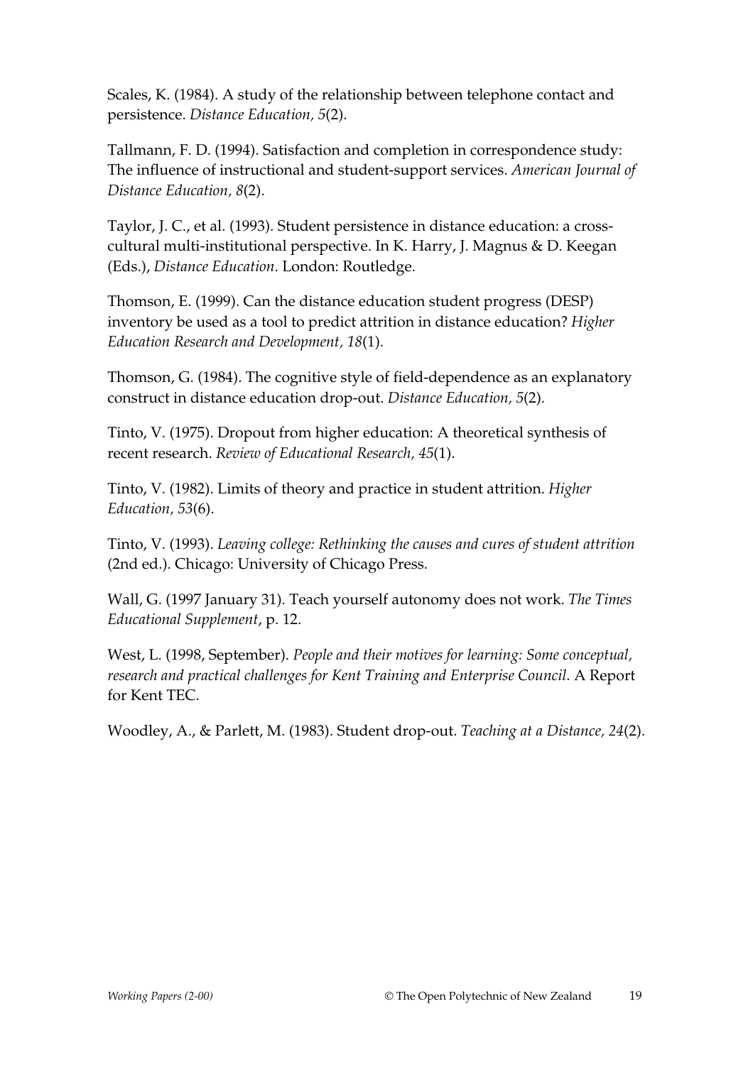Scales, K. (1984). A study of the relationship between telephone contact and persistence. *Distance Education, 5*(2).

Tallmann, F. D. (1994). Satisfaction and completion in correspondence study: The influence of instructional and student-support services. *American Journal of Distance Education, 8*(2).

Taylor, J. C., et al. (1993). Student persistence in distance education: a cross-cultural multi-institutional perspective. In K. Harry, J. Magnus & D. Keegan (Eds.), *Distance Education*. London: Routledge.

Thomson, E. (1999). Can the distance education student progress (DESP) inventory be used as a tool to predict attrition in distance education? *Higher Education Research and Development, 18*(1).

Thomson, G. (1984). The cognitive style of field-dependence as an explanatory construct in distance education drop-out. *Distance Education, 5*(2).

Tinto, V. (1975). Dropout from higher education: A theoretical synthesis of recent research. *Review of Educational Research, 45*(1).

Tinto, V. (1982). Limits of theory and practice in student attrition. *Higher Education, 53*(6).

Tinto, V. (1993). *Leaving college: Rethinking the causes and cures of student attrition* (2nd ed.). Chicago: University of Chicago Press.

Wall, G. (1997 January 31). Teach yourself autonomy does not work. *The Times Educational Supplement*, p. 12.

West, L. (1998, September). *People and their motives for learning: Some conceptual, research and practical challenges for Kent Training and Enterprise Council*. A Report for Kent TEC.

Woodley, A., & Parlett, M. (1983). Student drop-out. *Teaching at a Distance, 24*(2).